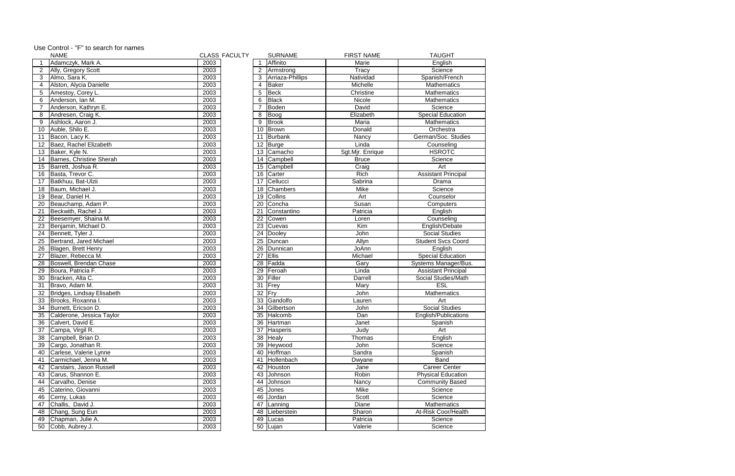Use Control - "F" to search for names

| | NAME | CLASS | FACULTY | | SURNAME | FIRST NAME | TAUGHT |
|---|---|---|---|---|---|---|---|
| 1 | Adamczyk, Mark A. | 2003 | | 1 | Affinito | Marie | English |
| 2 | Ally, Gregory Scott | 2003 | | 2 | Armstrong | Tracy | Science |
| 3 | Almo, Sara K. | 2003 | | 3 | Arriaza-Phillips | Natividad | Spanish/French |
| 4 | Alston, Alycia Danielle | 2003 | | 4 | Baker | Michelle | Mathematics |
| 5 | Amestoy, Corey L. | 2003 | | 5 | Beck | Christine | Mathematics |
| 6 | Anderson, Ian M. | 2003 | | 6 | Black | Nicole | Mathematics |
| 7 | Anderson, Kathryn E. | 2003 | | 7 | Boden | David | Science |
| 8 | Andresen, Craig K. | 2003 | | 8 | Boog | Elizabeth | Special Education |
| 9 | Ashlock, Aaron J. | 2003 | | 9 | Brook | Maria | Mathematics |
| 10 | Auble, Shilo E. | 2003 | | 10 | Brown | Donald | Orchestra |
| 11 | Bacon, Lacy K. | 2003 | | 11 | Burbank | Nancy | German/Soc. Studies |
| 12 | Baez, Rachel Elizabeth | 2003 | | 12 | Burge | Linda | Counseling |
| 13 | Baker, Kyle N. | 2003 | | 13 | Camacho | Sgt.Mjr. Enrique | HSROTC |
| 14 | Barnes, Christine Sherah | 2003 | | 14 | Campbell | Bruce | Science |
| 15 | Barrett, Joshua R. | 2003 | | 15 | Campbell | Craig | Art |
| 16 | Basta, Trevor C. | 2003 | | 16 | Carter | Rich | Assistant Principal |
| 17 | Batkhuu, Bat-Ulzii | 2003 | | 17 | Cellucci | Sabrina | Drama |
| 18 | Baum, Michael J. | 2003 | | 18 | Chambers | Mike | Science |
| 19 | Bear, Daniel H. | 2003 | | 19 | Collins | Art | Counselor |
| 20 | Beauchamp, Adam P. | 2003 | | 20 | Concha | Susan | Computers |
| 21 | Beckwith, Rachel J. | 2003 | | 21 | Constantino | Patricia | English |
| 22 | Beesemyer, Shaina M. | 2003 | | 22 | Cowen | Loren | Counseling |
| 23 | Benjamin, Michael D. | 2003 | | 23 | Cuevas | Kim | English/Debate |
| 24 | Bennett, Tyler J. | 2003 | | 24 | Dooley | John | Social Studies |
| 25 | Bertrand, Jared Michael | 2003 | | 25 | Duncan | Allyn | Student Svcs Coord |
| 26 | Blagen, Brett Henry | 2003 | | 26 | Dunnican | JoAnn | English |
| 27 | Blazer, Rebecca M. | 2003 | | 27 | Ellis | Michael | Special Education |
| 28 | Boswell, Brendan Chase | 2003 | | 28 | Fadda | Gary | Systems Manager/Bus. |
| 29 | Boura, Patricia F. | 2003 | | 29 | Feroah | Linda | Assistant Principal |
| 30 | Bracken, Alta C. | 2003 | | 30 | Filler | Darrell | Social Studies/Math |
| 31 | Bravo, Adam M. | 2003 | | 31 | Frey | Mary | ESL |
| 32 | Bridges, Lindsay Elisabeth | 2003 | | 32 | Fry | John | Mathematics |
| 33 | Brooks, Roxanna I. | 2003 | | 33 | Gandolfo | Lauren | Art |
| 34 | Burnett, Ericson D. | 2003 | | 34 | Gilbertson | John | Social Studies |
| 35 | Calderone, Jessica Taylor | 2003 | | 35 | Halcomb | Dan | English/Publications |
| 36 | Calvert, David E. | 2003 | | 36 | Hartman | Janet | Spanish |
| 37 | Campa, Virgil R. | 2003 | | 37 | Hasperis | Judy | Art |
| 38 | Campbell, Brian D. | 2003 | | 38 | Healy | Thomas | English |
| 39 | Cargo, Jonathan R. | 2003 | | 39 | Heywood | John | Science |
| 40 | Carlese, Valerie Lynne | 2003 | | 40 | Hoffman | Sandra | Spanish |
| 41 | Carmichael, Jenna M. | 2003 | | 41 | Hollenbach | Dwyane | Band |
| 42 | Carstairs, Jason Russell | 2003 | | 42 | Houston | Jane | Career Center |
| 43 | Carus, Shannon E. | 2003 | | 43 | Johnson | Robin | Physical Education |
| 44 | Carvalho, Denise | 2003 | | 44 | Johnson | Nancy | Community Based |
| 45 | Caterino, Giovanni | 2003 | | 45 | Jones | Mike | Science |
| 46 | Cerny, Lukas | 2003 | | 46 | Jordan | Scott | Science |
| 47 | Challis, David J. | 2003 | | 47 | Lanning | Diane | Mathematics |
| 48 | Chang, Sung Eun | 2003 | | 48 | Lieberstein | Sharon | At-Risk Coor/Health |
| 49 | Chapman, Julie A. | 2003 | | 49 | Lucas | Patricia | Science |
| 50 | Cobb, Aubrey J. | 2003 | | 50 | Lujan | Valerie | Science |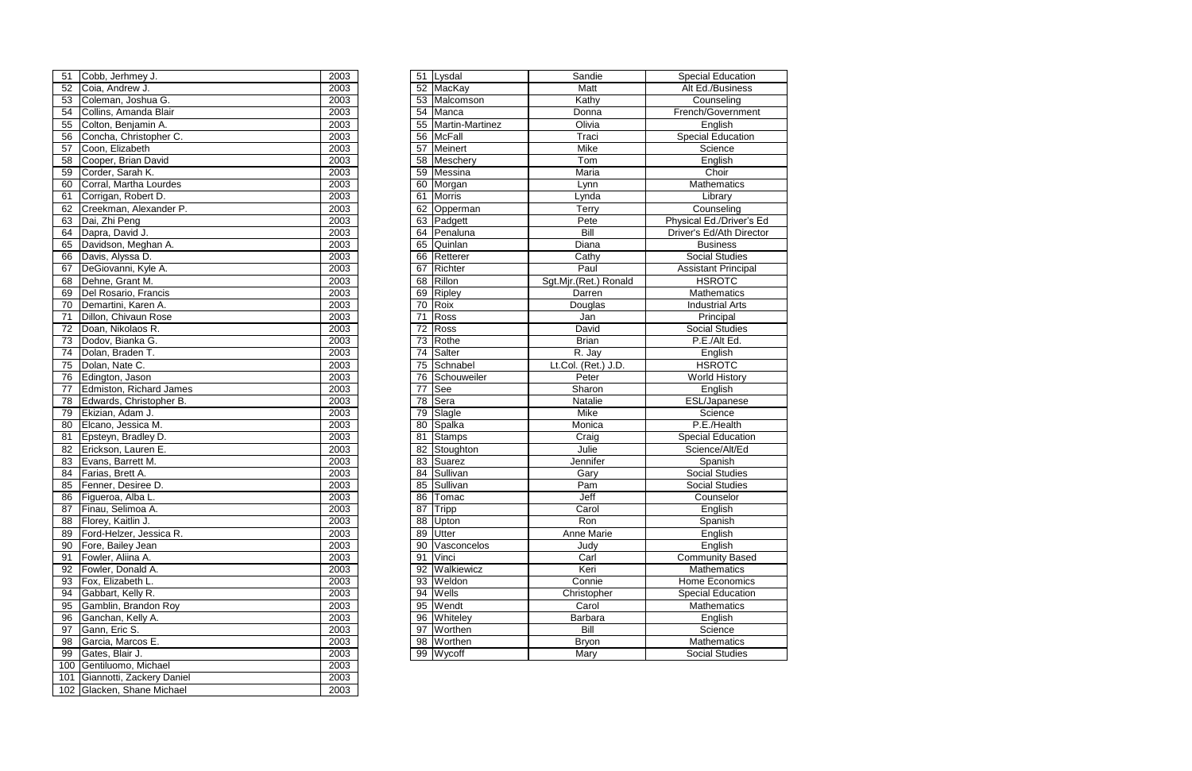| | | |
|---|---|---|
| 51 | Cobb, Jerhmey J. | 2003 |
| 52 | Coia, Andrew J. | 2003 |
| 53 | Coleman, Joshua G. | 2003 |
| 54 | Collins, Amanda Blair | 2003 |
| 55 | Colton, Benjamin A. | 2003 |
| 56 | Concha, Christopher C. | 2003 |
| 57 | Coon, Elizabeth | 2003 |
| 58 | Cooper, Brian David | 2003 |
| 59 | Corder, Sarah K. | 2003 |
| 60 | Corral, Martha Lourdes | 2003 |
| 61 | Corrigan, Robert D. | 2003 |
| 62 | Creekman, Alexander P. | 2003 |
| 63 | Dai, Zhi Peng | 2003 |
| 64 | Dapra, David J. | 2003 |
| 65 | Davidson, Meghan A. | 2003 |
| 66 | Davis, Alyssa D. | 2003 |
| 67 | DeGiovanni, Kyle A. | 2003 |
| 68 | Dehne, Grant M. | 2003 |
| 69 | Del Rosario, Francis | 2003 |
| 70 | Demartini, Karen A. | 2003 |
| 71 | Dillon, Chivaun Rose | 2003 |
| 72 | Doan, Nikolaos R. | 2003 |
| 73 | Dodov, Bianka G. | 2003 |
| 74 | Dolan, Braden T. | 2003 |
| 75 | Dolan, Nate C. | 2003 |
| 76 | Edington, Jason | 2003 |
| 77 | Edmiston, Richard James | 2003 |
| 78 | Edwards, Christopher B. | 2003 |
| 79 | Ekizian, Adam J. | 2003 |
| 80 | Elcano, Jessica M. | 2003 |
| 81 | Epsteyn, Bradley D. | 2003 |
| 82 | Erickson, Lauren E. | 2003 |
| 83 | Evans, Barrett M. | 2003 |
| 84 | Farias, Brett A. | 2003 |
| 85 | Fenner, Desiree D. | 2003 |
| 86 | Figueroa, Alba L. | 2003 |
| 87 | Finau, Selimoa A. | 2003 |
| 88 | Florey, Kaitlin J. | 2003 |
| 89 | Ford-Helzer, Jessica R. | 2003 |
| 90 | Fore, Bailey Jean | 2003 |
| 91 | Fowler, Aliina A. | 2003 |
| 92 | Fowler, Donald A. | 2003 |
| 93 | Fox, Elizabeth L. | 2003 |
| 94 | Gabbart, Kelly R. | 2003 |
| 95 | Gamblin, Brandon Roy | 2003 |
| 96 | Ganchan, Kelly A. | 2003 |
| 97 | Gann, Eric S. | 2003 |
| 98 | Garcia, Marcos E. | 2003 |
| 99 | Gates, Blair J. | 2003 |
| 100 | Gentiluomo, Michael | 2003 |
| 101 | Giannotti, Zackery Daniel | 2003 |
| 102 | Glacken, Shane Michael | 2003 |

| | | | |
|---|---|---|---|
| 51 | Lysdal | Sandie | Special Education |
| 52 | MacKay | Matt | Alt Ed./Business |
| 53 | Malcomson | Kathy | Counseling |
| 54 | Manca | Donna | French/Government |
| 55 | Martin-Martinez | Olivia | English |
| 56 | McFall | Traci | Special Education |
| 57 | Meinert | Mike | Science |
| 58 | Meschery | Tom | English |
| 59 | Messina | Maria | Choir |
| 60 | Morgan | Lynn | Mathematics |
| 61 | Morris | Lynda | Library |
| 62 | Opperman | Terry | Counseling |
| 63 | Padgett | Pete | Physical Ed./Driver's Ed |
| 64 | Penaluna | Bill | Driver's Ed/Ath Director |
| 65 | Quinlan | Diana | Business |
| 66 | Retterer | Cathy | Social Studies |
| 67 | Richter | Paul | Assistant Principal |
| 68 | Rillon | Sgt.Mjr.(Ret.) Ronald | HSROTC |
| 69 | Ripley | Darren | Mathematics |
| 70 | Roix | Douglas | Industrial Arts |
| 71 | Ross | Jan | Principal |
| 72 | Ross | David | Social Studies |
| 73 | Rothe | Brian | P.E./Alt Ed. |
| 74 | Salter | R. Jay | English |
| 75 | Schnabel | Lt.Col. (Ret.) J.D. | HSROTC |
| 76 | Schouweiler | Peter | World History |
| 77 | See | Sharon | English |
| 78 | Sera | Natalie | ESL/Japanese |
| 79 | Slagle | Mike | Science |
| 80 | Spalka | Monica | P.E./Health |
| 81 | Stamps | Craig | Special Education |
| 82 | Stoughton | Julie | Science/Alt/Ed |
| 83 | Suarez | Jennifer | Spanish |
| 84 | Sullivan | Gary | Social Studies |
| 85 | Sullivan | Pam | Social Studies |
| 86 | Tomac | Jeff | Counselor |
| 87 | Tripp | Carol | English |
| 88 | Upton | Ron | Spanish |
| 89 | Utter | Anne Marie | English |
| 90 | Vasconcelos | Judy | English |
| 91 | Vinci | Carl | Community Based |
| 92 | Walkiewicz | Keri | Mathematics |
| 93 | Weldon | Connie | Home Economics |
| 94 | Wells | Christopher | Special Education |
| 95 | Wendt | Carol | Mathematics |
| 96 | Whiteley | Barbara | English |
| 97 | Worthen | Bill | Science |
| 98 | Worthen | Bryon | Mathematics |
| 99 | Wycoff | Mary | Social Studies |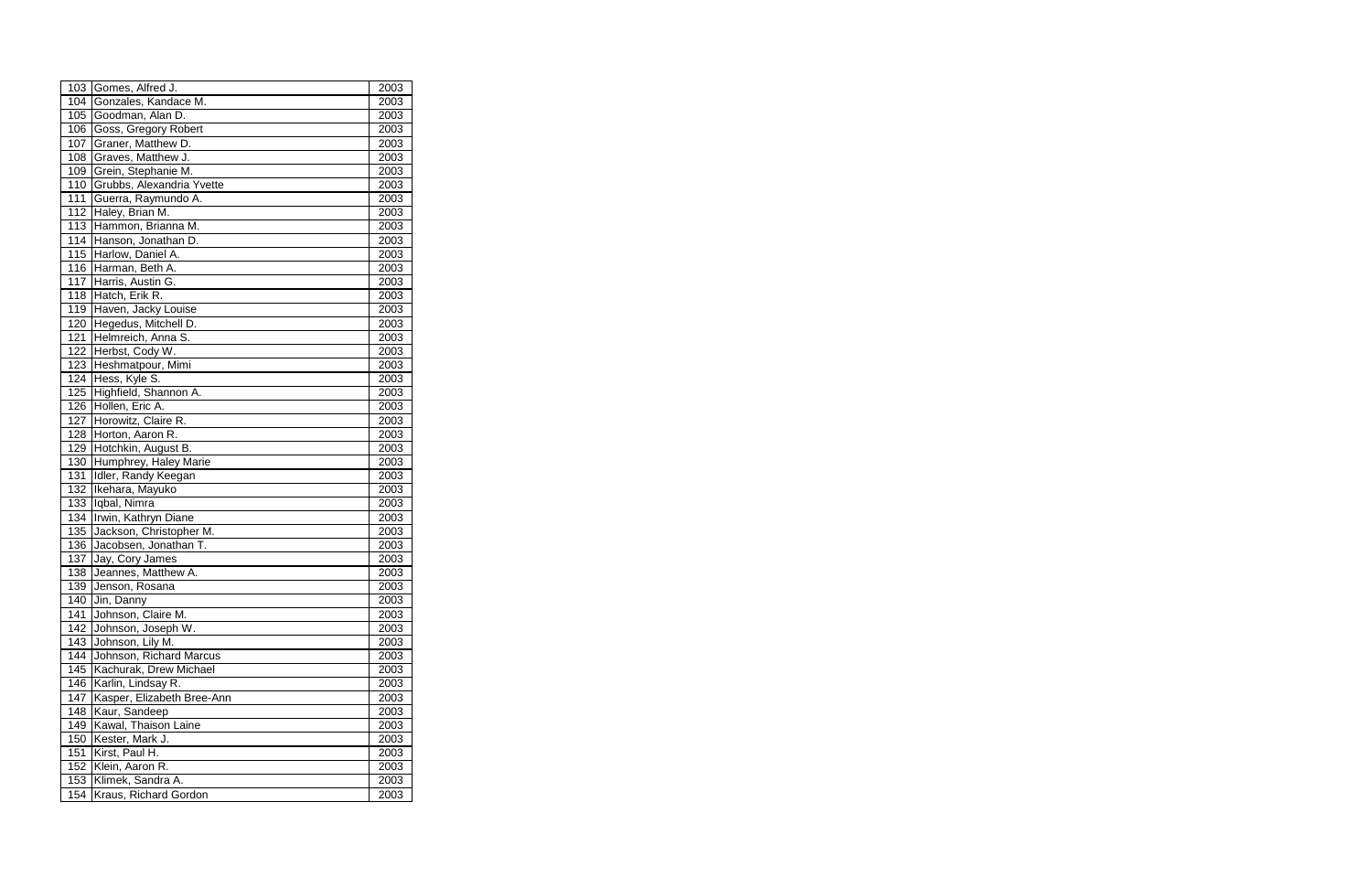| | | |
|---|---|---|
| 103 | Gomes, Alfred J. | 2003 |
| 104 | Gonzales, Kandace M. | 2003 |
| 105 | Goodman, Alan D. | 2003 |
| 106 | Goss, Gregory Robert | 2003 |
| 107 | Graner, Matthew D. | 2003 |
| 108 | Graves, Matthew J. | 2003 |
| 109 | Grein, Stephanie M. | 2003 |
| 110 | Grubbs, Alexandria Yvette | 2003 |
| 111 | Guerra, Raymundo A. | 2003 |
| 112 | Haley, Brian M. | 2003 |
| 113 | Hammon, Brianna M. | 2003 |
| 114 | Hanson, Jonathan D. | 2003 |
| 115 | Harlow, Daniel A. | 2003 |
| 116 | Harman, Beth A. | 2003 |
| 117 | Harris, Austin G. | 2003 |
| 118 | Hatch, Erik R. | 2003 |
| 119 | Haven, Jacky Louise | 2003 |
| 120 | Hegedus, Mitchell D. | 2003 |
| 121 | Helmreich, Anna S. | 2003 |
| 122 | Herbst, Cody W. | 2003 |
| 123 | Heshmatpour, Mimi | 2003 |
| 124 | Hess, Kyle S. | 2003 |
| 125 | Highfield, Shannon A. | 2003 |
| 126 | Hollen, Eric A. | 2003 |
| 127 | Horowitz, Claire R. | 2003 |
| 128 | Horton, Aaron R. | 2003 |
| 129 | Hotchkin, August B. | 2003 |
| 130 | Humphrey, Haley Marie | 2003 |
| 131 | Idler, Randy Keegan | 2003 |
| 132 | Ikehara, Mayuko | 2003 |
| 133 | Iqbal, Nimra | 2003 |
| 134 | Irwin, Kathryn Diane | 2003 |
| 135 | Jackson, Christopher M. | 2003 |
| 136 | Jacobsen, Jonathan T. | 2003 |
| 137 | Jay, Cory James | 2003 |
| 138 | Jeannes, Matthew A. | 2003 |
| 139 | Jenson, Rosana | 2003 |
| 140 | Jin, Danny | 2003 |
| 141 | Johnson, Claire M. | 2003 |
| 142 | Johnson, Joseph W. | 2003 |
| 143 | Johnson, Lily M. | 2003 |
| 144 | Johnson, Richard Marcus | 2003 |
| 145 | Kachurak, Drew Michael | 2003 |
| 146 | Karlin, Lindsay R. | 2003 |
| 147 | Kasper, Elizabeth Bree-Ann | 2003 |
| 148 | Kaur, Sandeep | 2003 |
| 149 | Kawal, Thaison Laine | 2003 |
| 150 | Kester, Mark J. | 2003 |
| 151 | Kirst, Paul H. | 2003 |
| 152 | Klein, Aaron R. | 2003 |
| 153 | Klimek, Sandra A. | 2003 |
| 154 | Kraus, Richard Gordon | 2003 |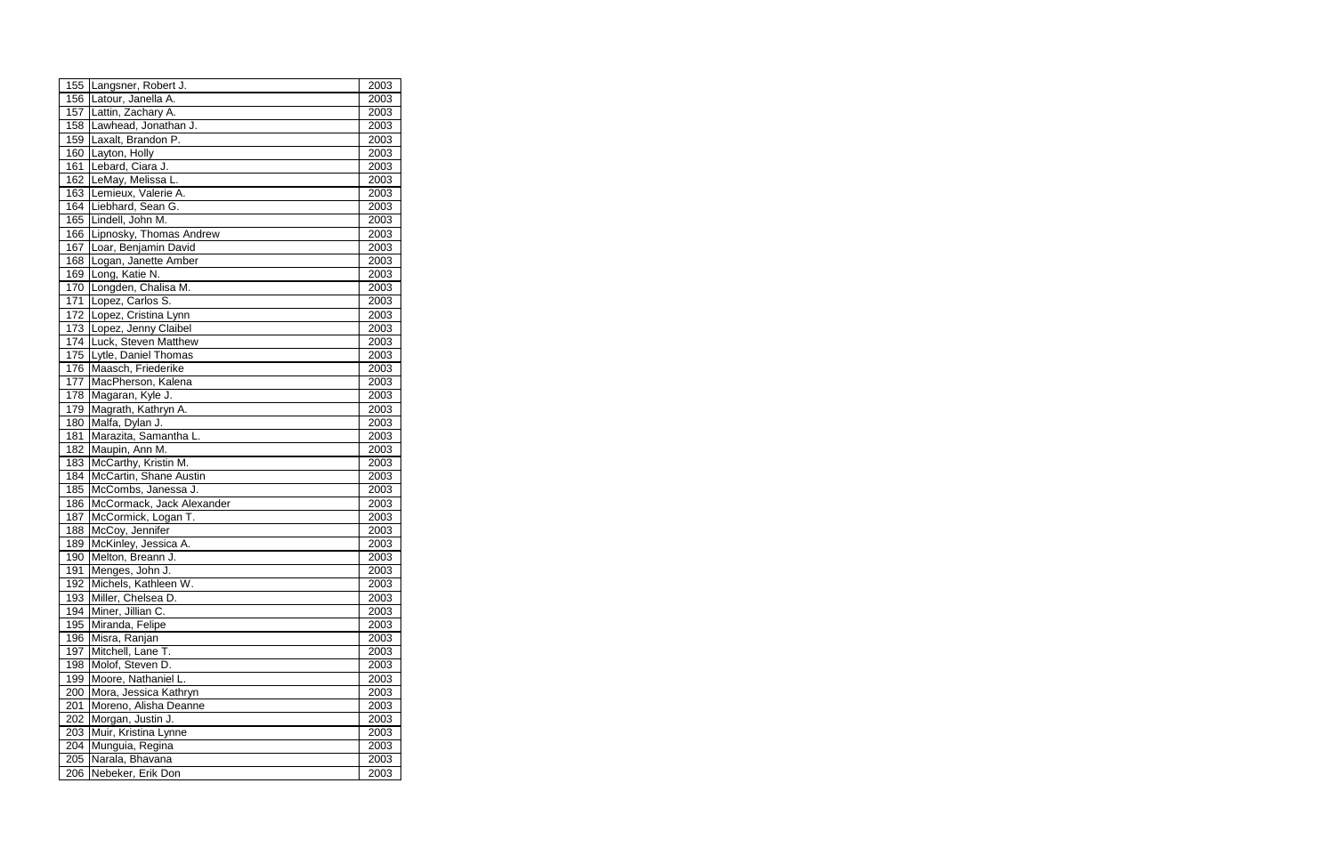| | | |
|---|---|---|
| 155 | Langsner, Robert J. | 2003 |
| 156 | Latour, Janella A. | 2003 |
| 157 | Lattin, Zachary A. | 2003 |
| 158 | Lawhead, Jonathan J. | 2003 |
| 159 | Laxalt, Brandon P. | 2003 |
| 160 | Layton, Holly | 2003 |
| 161 | Lebard, Ciara J. | 2003 |
| 162 | LeMay, Melissa L. | 2003 |
| 163 | Lemieux, Valerie A. | 2003 |
| 164 | Liebhard, Sean G. | 2003 |
| 165 | Lindell, John M. | 2003 |
| 166 | Lipnosky, Thomas Andrew | 2003 |
| 167 | Loar, Benjamin David | 2003 |
| 168 | Logan, Janette Amber | 2003 |
| 169 | Long, Katie N. | 2003 |
| 170 | Longden, Chalisa M. | 2003 |
| 171 | Lopez, Carlos S. | 2003 |
| 172 | Lopez, Cristina Lynn | 2003 |
| 173 | Lopez, Jenny Claibel | 2003 |
| 174 | Luck, Steven Matthew | 2003 |
| 175 | Lytle, Daniel Thomas | 2003 |
| 176 | Maasch, Friederike | 2003 |
| 177 | MacPherson, Kalena | 2003 |
| 178 | Magaran, Kyle J. | 2003 |
| 179 | Magrath, Kathryn A. | 2003 |
| 180 | Malfa, Dylan J. | 2003 |
| 181 | Marazita, Samantha L. | 2003 |
| 182 | Maupin, Ann M. | 2003 |
| 183 | McCarthy, Kristin M. | 2003 |
| 184 | McCartin, Shane Austin | 2003 |
| 185 | McCombs, Janessa J. | 2003 |
| 186 | McCormack, Jack Alexander | 2003 |
| 187 | McCormick, Logan T. | 2003 |
| 188 | McCoy, Jennifer | 2003 |
| 189 | McKinley, Jessica A. | 2003 |
| 190 | Melton, Breann J. | 2003 |
| 191 | Menges, John J. | 2003 |
| 192 | Michels, Kathleen W. | 2003 |
| 193 | Miller, Chelsea D. | 2003 |
| 194 | Miner, Jillian C. | 2003 |
| 195 | Miranda, Felipe | 2003 |
| 196 | Misra, Ranjan | 2003 |
| 197 | Mitchell, Lane T. | 2003 |
| 198 | Molof, Steven D. | 2003 |
| 199 | Moore, Nathaniel L. | 2003 |
| 200 | Mora, Jessica Kathryn | 2003 |
| 201 | Moreno, Alisha Deanne | 2003 |
| 202 | Morgan, Justin J. | 2003 |
| 203 | Muir, Kristina Lynne | 2003 |
| 204 | Munguia, Regina | 2003 |
| 205 | Narala, Bhavana | 2003 |
| 206 | Nebeker, Erik Don | 2003 |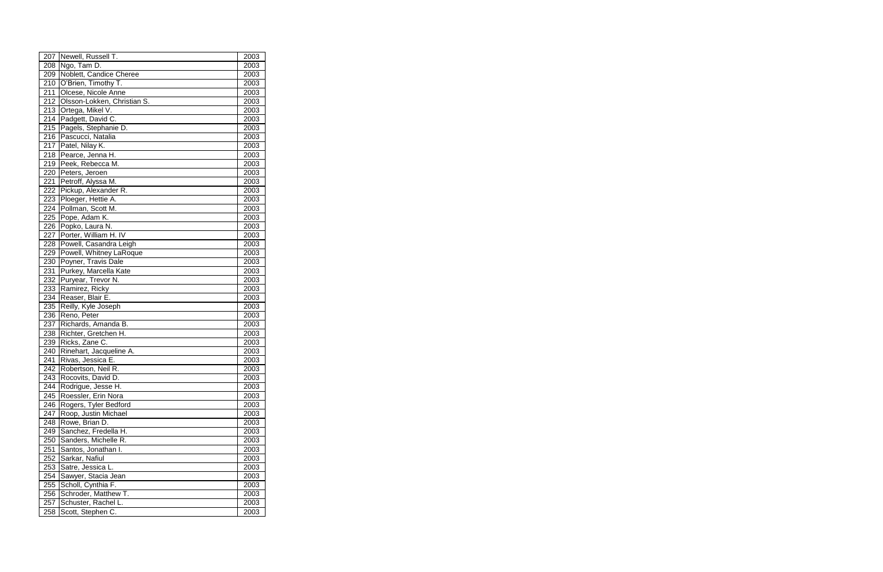| | | |
|---|---|---|
| 207 | Newell, Russell T. | 2003 |
| 208 | Ngo, Tam D. | 2003 |
| 209 | Noblett, Candice Cheree | 2003 |
| 210 | O'Brien, Timothy T. | 2003 |
| 211 | Olcese, Nicole Anne | 2003 |
| 212 | Olsson-Lokken, Christian S. | 2003 |
| 213 | Ortega, Mikel V. | 2003 |
| 214 | Padgett, David C. | 2003 |
| 215 | Pagels, Stephanie D. | 2003 |
| 216 | Pascucci, Natalia | 2003 |
| 217 | Patel, Nilay K. | 2003 |
| 218 | Pearce, Jenna H. | 2003 |
| 219 | Peek, Rebecca M. | 2003 |
| 220 | Peters, Jeroen | 2003 |
| 221 | Petroff, Alyssa M. | 2003 |
| 222 | Pickup, Alexander R. | 2003 |
| 223 | Ploeger, Hettie A. | 2003 |
| 224 | Pollman, Scott M. | 2003 |
| 225 | Pope, Adam K. | 2003 |
| 226 | Popko, Laura N. | 2003 |
| 227 | Porter, William H. IV | 2003 |
| 228 | Powell, Casandra Leigh | 2003 |
| 229 | Powell, Whitney LaRoque | 2003 |
| 230 | Poyner, Travis Dale | 2003 |
| 231 | Purkey, Marcella Kate | 2003 |
| 232 | Puryear, Trevor N. | 2003 |
| 233 | Ramirez, Ricky | 2003 |
| 234 | Reaser, Blair E. | 2003 |
| 235 | Reilly, Kyle Joseph | 2003 |
| 236 | Reno, Peter | 2003 |
| 237 | Richards, Amanda B. | 2003 |
| 238 | Richter, Gretchen H. | 2003 |
| 239 | Ricks, Zane C. | 2003 |
| 240 | Rinehart, Jacqueline A. | 2003 |
| 241 | Rivas, Jessica E. | 2003 |
| 242 | Robertson, Neil R. | 2003 |
| 243 | Rocovits, David D. | 2003 |
| 244 | Rodrigue, Jesse H. | 2003 |
| 245 | Roessler, Erin Nora | 2003 |
| 246 | Rogers, Tyler Bedford | 2003 |
| 247 | Roop, Justin Michael | 2003 |
| 248 | Rowe, Brian D. | 2003 |
| 249 | Sanchez, Fredella H. | 2003 |
| 250 | Sanders, Michelle R. | 2003 |
| 251 | Santos, Jonathan I. | 2003 |
| 252 | Sarkar, Nafiul | 2003 |
| 253 | Satre, Jessica L. | 2003 |
| 254 | Sawyer, Stacia Jean | 2003 |
| 255 | Scholl, Cynthia F. | 2003 |
| 256 | Schroder, Matthew T. | 2003 |
| 257 | Schuster, Rachel L. | 2003 |
| 258 | Scott, Stephen C. | 2003 |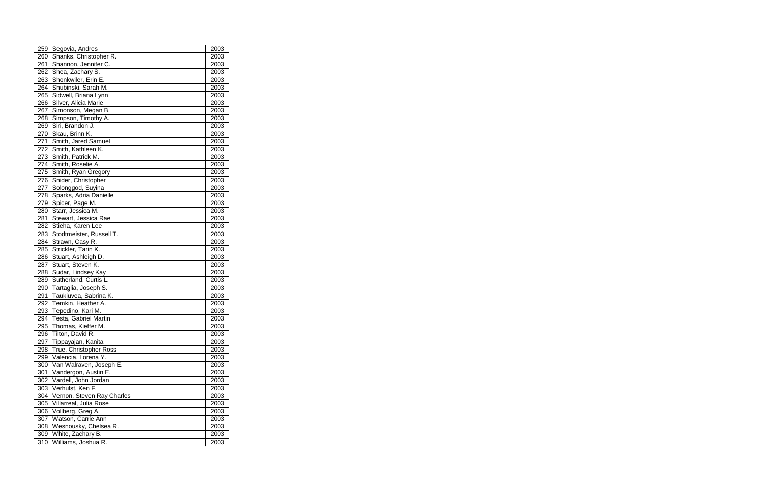| | | |
|---|---|---|
| 259 | Segovia, Andres | 2003 |
| 260 | Shanks, Christopher R. | 2003 |
| 261 | Shannon, Jennifer C. | 2003 |
| 262 | Shea, Zachary S. | 2003 |
| 263 | Shonkwiler, Erin E. | 2003 |
| 264 | Shubinski, Sarah M. | 2003 |
| 265 | Sidwell, Briana Lynn | 2003 |
| 266 | Silver, Alicia Marie | 2003 |
| 267 | Simonson, Megan B. | 2003 |
| 268 | Simpson, Timothy A. | 2003 |
| 269 | Siri, Brandon J. | 2003 |
| 270 | Skau, Brinn K. | 2003 |
| 271 | Smith, Jared Samuel | 2003 |
| 272 | Smith, Kathleen K. | 2003 |
| 273 | Smith, Patrick M. | 2003 |
| 274 | Smith, Roselie A. | 2003 |
| 275 | Smith, Ryan Gregory | 2003 |
| 276 | Snider, Christopher | 2003 |
| 277 | Solonggod, Suyina | 2003 |
| 278 | Sparks, Adria Danielle | 2003 |
| 279 | Spicer, Page M. | 2003 |
| 280 | Starr, Jessica M. | 2003 |
| 281 | Stewart, Jessica Rae | 2003 |
| 282 | Stieha, Karen Lee | 2003 |
| 283 | Stodtmeister, Russell T. | 2003 |
| 284 | Strawn, Casy R. | 2003 |
| 285 | Strickler, Tarin K. | 2003 |
| 286 | Stuart, Ashleigh D. | 2003 |
| 287 | Stuart, Steven K. | 2003 |
| 288 | Sudar, Lindsey Kay | 2003 |
| 289 | Sutherland, Curtis L. | 2003 |
| 290 | Tartaglia, Joseph S. | 2003 |
| 291 | Taukiuvea, Sabrina K. | 2003 |
| 292 | Temkin, Heather A. | 2003 |
| 293 | Tepedino, Kari M. | 2003 |
| 294 | Testa, Gabriel Martin | 2003 |
| 295 | Thomas, Kieffer M. | 2003 |
| 296 | Tilton, David R. | 2003 |
| 297 | Tippayajan, Kanita | 2003 |
| 298 | True, Christopher Ross | 2003 |
| 299 | Valencia, Lorena Y. | 2003 |
| 300 | Van Walraven, Joseph E. | 2003 |
| 301 | Vandergon, Austin E. | 2003 |
| 302 | Vardell, John Jordan | 2003 |
| 303 | Verhulst, Ken F. | 2003 |
| 304 | Vernon, Steven Ray Charles | 2003 |
| 305 | Villarreal, Julia Rose | 2003 |
| 306 | Vollberg, Greg A. | 2003 |
| 307 | Watson, Carrie Ann | 2003 |
| 308 | Wesnousky, Chelsea R. | 2003 |
| 309 | White, Zachary B. | 2003 |
| 310 | Williams, Joshua R. | 2003 |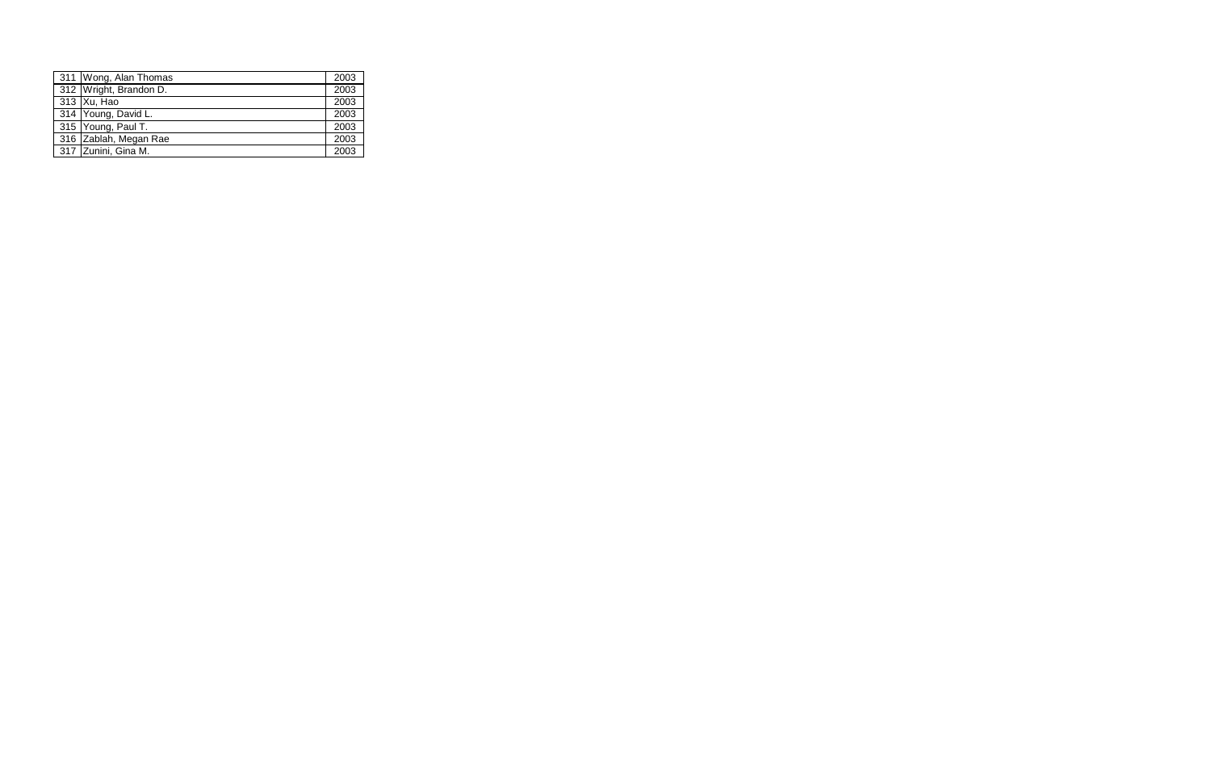| | | |
|---|---|---|
| 311 | Wong, Alan Thomas | 2003 |
| 312 | Wright, Brandon D. | 2003 |
| 313 | Xu, Hao | 2003 |
| 314 | Young, David L. | 2003 |
| 315 | Young, Paul T. | 2003 |
| 316 | Zablah, Megan Rae | 2003 |
| 317 | Zunini, Gina M. | 2003 |